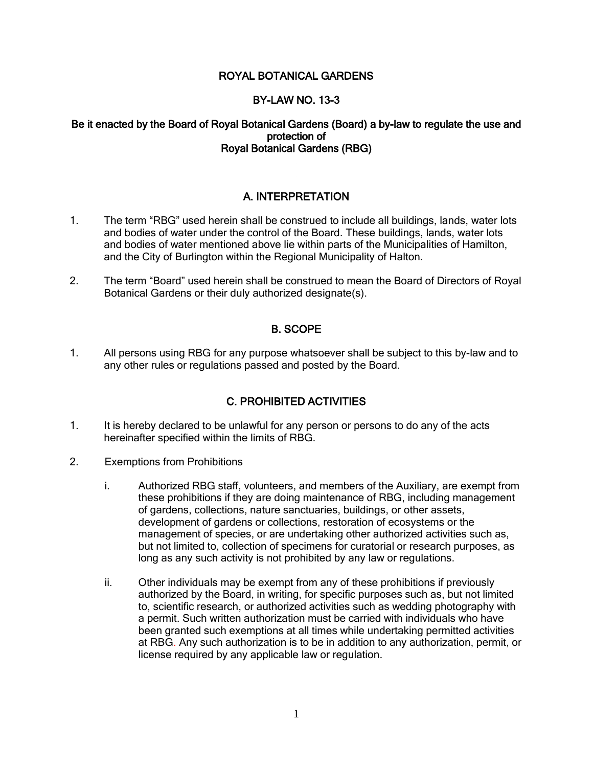# ROYAL BOTANICAL GARDENS

## BY-LAW NO. 13-3

**Be it enacted by the Board of Royal Botanical Gardens (Board) a by-law to regulate the use and protection of Royal Botanical Gardens (RBG)**

## A. INTERPRETATION

1. The term "RBG" used herein shall be construed to include all buildings, lands, water lots and bodies of water under the control of the Board. These buildings, lands, water lots and bodies of water mentioned above lie within parts of the Municipalities of Hamilton, and the City of Burlington within the Regional Municipality of Halton.

2. The term "Board" used herein shall be construed to mean the Board of Directors of Royal Botanical Gardens or their duly authorized designate(s).

## B. SCOPE

1. All persons using RBG for any purpose whatsoever shall be subject to this by-law and to any other rules or regulations passed and posted by the Board.

## C. PROHIBITED ACTIVITIES

1. It is hereby declared to be unlawful for any person or persons to do any of the acts hereinafter specified within the limits of RBG.

2. Exemptions from Prohibitions

    i. Authorized RBG staff, volunteers, and members of the Auxiliary, are exempt from these prohibitions if they are doing maintenance of RBG, including management of gardens, collections, nature sanctuaries, buildings, or other assets, development of gardens or collections, restoration of ecosystems or the management of species, or are undertaking other authorized activities such as, but not limited to, collection of specimens for curatorial or research purposes, as long as any such activity is not prohibited by any law or regulations.

    ii. Other individuals may be exempt from any of these prohibitions if previously authorized by the Board, in writing, for specific purposes such as, but not limited to, scientific research, or authorized activities such as wedding photography with a permit. Such written authorization must be carried with individuals who have been granted such exemptions at all times while undertaking permitted activities at RBG. Any such authorization is to be in addition to any authorization, permit, or license required by any applicable law or regulation.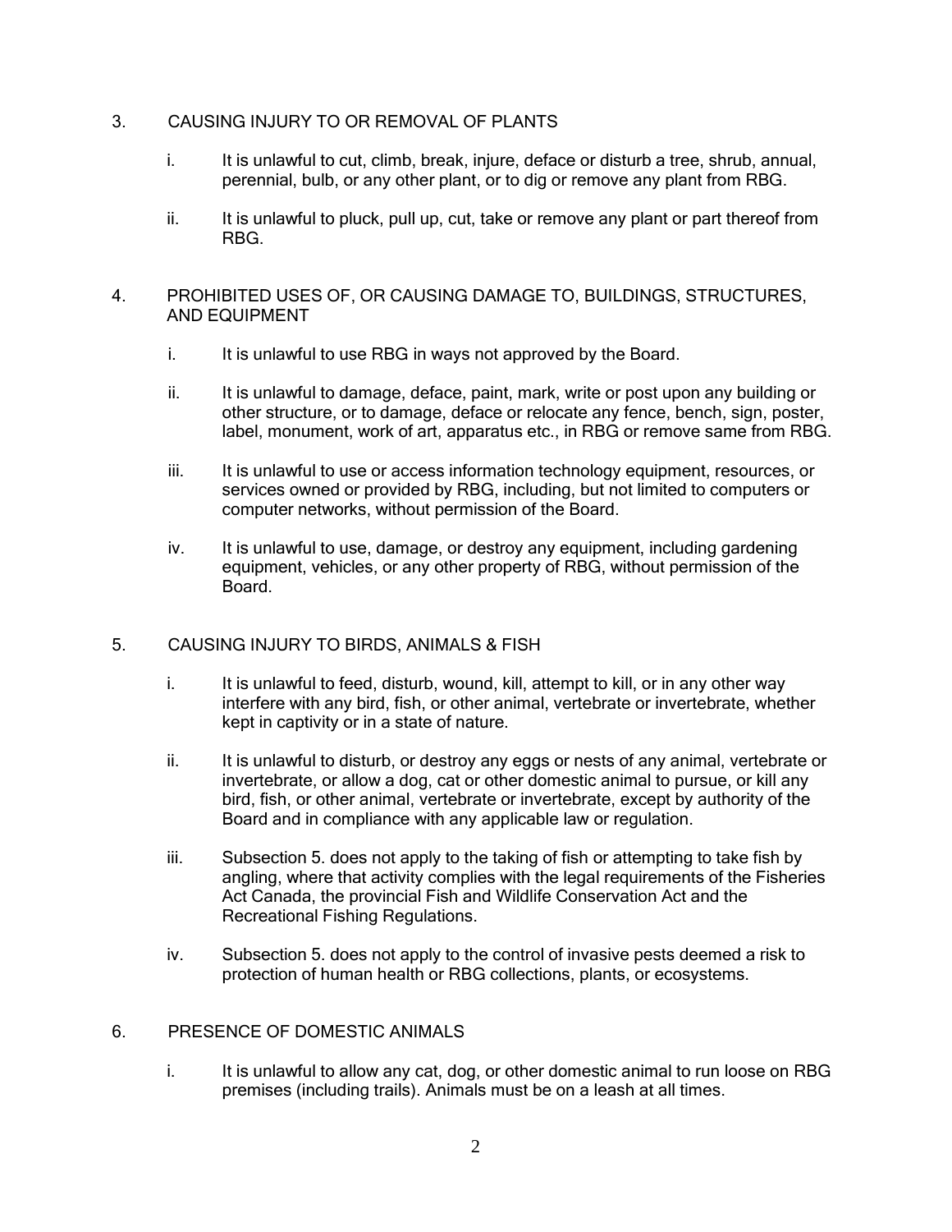## 3. CAUSING INJURY TO OR REMOVAL OF PLANTS

i. It is unlawful to cut, climb, break, injure, deface or disturb a tree, shrub, annual, perennial, bulb, or any other plant, or to dig or remove any plant from RBG.

ii. It is unlawful to pluck, pull up, cut, take or remove any plant or part thereof from RBG.

## 4. PROHIBITED USES OF, OR CAUSING DAMAGE TO, BUILDINGS, STRUCTURES, AND EQUIPMENT

i. It is unlawful to use RBG in ways not approved by the Board.

ii. It is unlawful to damage, deface, paint, mark, write or post upon any building or other structure, or to damage, deface or relocate any fence, bench, sign, poster, label, monument, work of art, apparatus etc., in RBG or remove same from RBG.

iii. It is unlawful to use or access information technology equipment, resources, or services owned or provided by RBG, including, but not limited to computers or computer networks, without permission of the Board.

iv. It is unlawful to use, damage, or destroy any equipment, including gardening equipment, vehicles, or any other property of RBG, without permission of the Board.

## 5. CAUSING INJURY TO BIRDS, ANIMALS & FISH

i. It is unlawful to feed, disturb, wound, kill, attempt to kill, or in any other way interfere with any bird, fish, or other animal, vertebrate or invertebrate, whether kept in captivity or in a state of nature.

ii. It is unlawful to disturb, or destroy any eggs or nests of any animal, vertebrate or invertebrate, or allow a dog, cat or other domestic animal to pursue, or kill any bird, fish, or other animal, vertebrate or invertebrate, except by authority of the Board and in compliance with any applicable law or regulation.

iii. Subsection 5. does not apply to the taking of fish or attempting to take fish by angling, where that activity complies with the legal requirements of the Fisheries Act Canada, the provincial Fish and Wildlife Conservation Act and the Recreational Fishing Regulations.

iv. Subsection 5. does not apply to the control of invasive pests deemed a risk to protection of human health or RBG collections, plants, or ecosystems.

## 6. PRESENCE OF DOMESTIC ANIMALS

i. It is unlawful to allow any cat, dog, or other domestic animal to run loose on RBG premises (including trails). Animals must be on a leash at all times.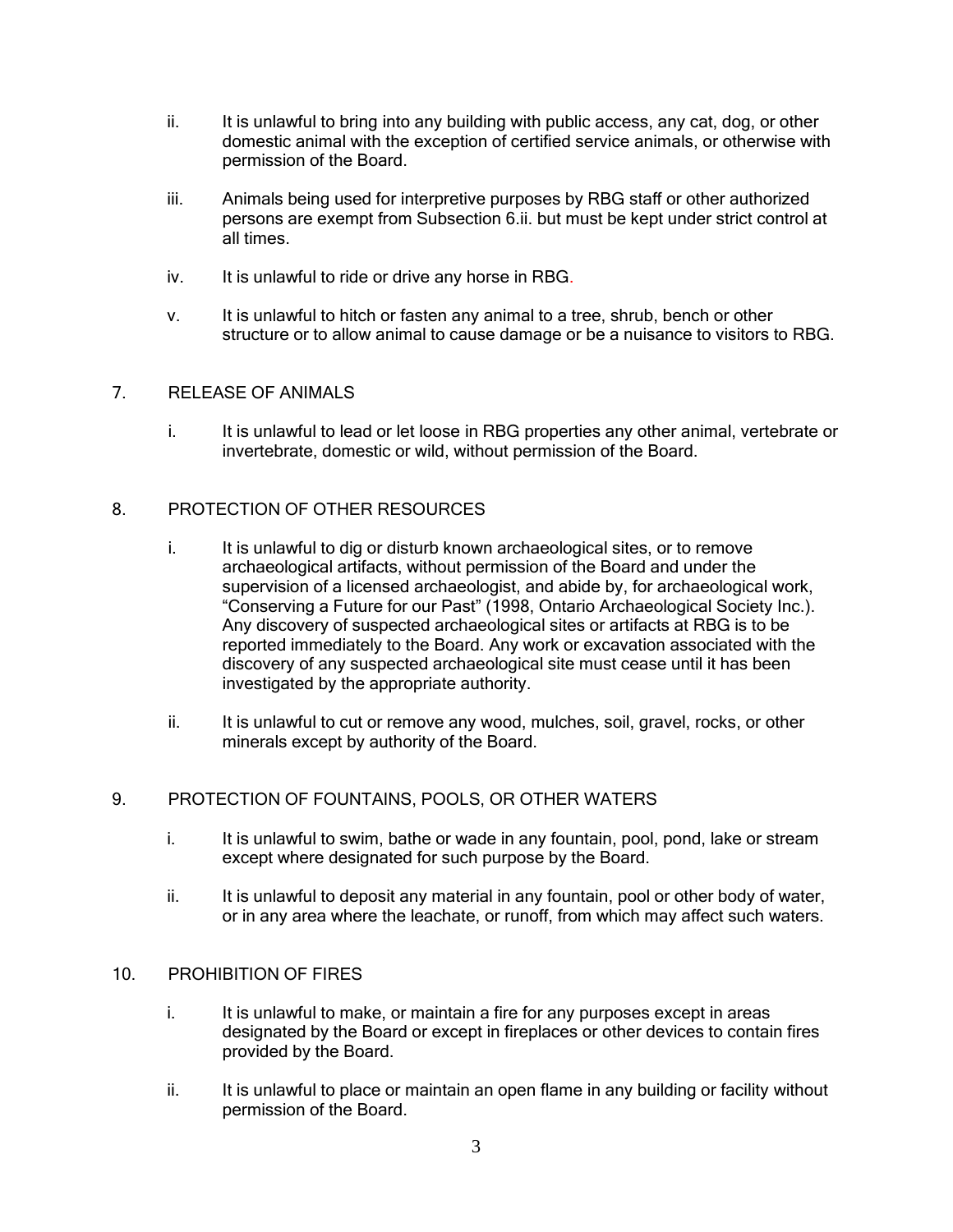ii. It is unlawful to bring into any building with public access, any cat, dog, or other domestic animal with the exception of certified service animals, or otherwise with permission of the Board.

iii. Animals being used for interpretive purposes by RBG staff or other authorized persons are exempt from Subsection 6.ii. but must be kept under strict control at all times.

iv. It is unlawful to ride or drive any horse in RBG.

v. It is unlawful to hitch or fasten any animal to a tree, shrub, bench or other structure or to allow animal to cause damage or be a nuisance to visitors to RBG.

7. RELEASE OF ANIMALS

i. It is unlawful to lead or let loose in RBG properties any other animal, vertebrate or invertebrate, domestic or wild, without permission of the Board.

8. PROTECTION OF OTHER RESOURCES

i. It is unlawful to dig or disturb known archaeological sites, or to remove archaeological artifacts, without permission of the Board and under the supervision of a licensed archaeologist, and abide by, for archaeological work, "Conserving a Future for our Past" (1998, Ontario Archaeological Society Inc.). Any discovery of suspected archaeological sites or artifacts at RBG is to be reported immediately to the Board. Any work or excavation associated with the discovery of any suspected archaeological site must cease until it has been investigated by the appropriate authority.

ii. It is unlawful to cut or remove any wood, mulches, soil, gravel, rocks, or other minerals except by authority of the Board.

9. PROTECTION OF FOUNTAINS, POOLS, OR OTHER WATERS

i. It is unlawful to swim, bathe or wade in any fountain, pool, pond, lake or stream except where designated for such purpose by the Board.

ii. It is unlawful to deposit any material in any fountain, pool or other body of water, or in any area where the leachate, or runoff, from which may affect such waters.

10. PROHIBITION OF FIRES

i. It is unlawful to make, or maintain a fire for any purposes except in areas designated by the Board or except in fireplaces or other devices to contain fires provided by the Board.

ii. It is unlawful to place or maintain an open flame in any building or facility without permission of the Board.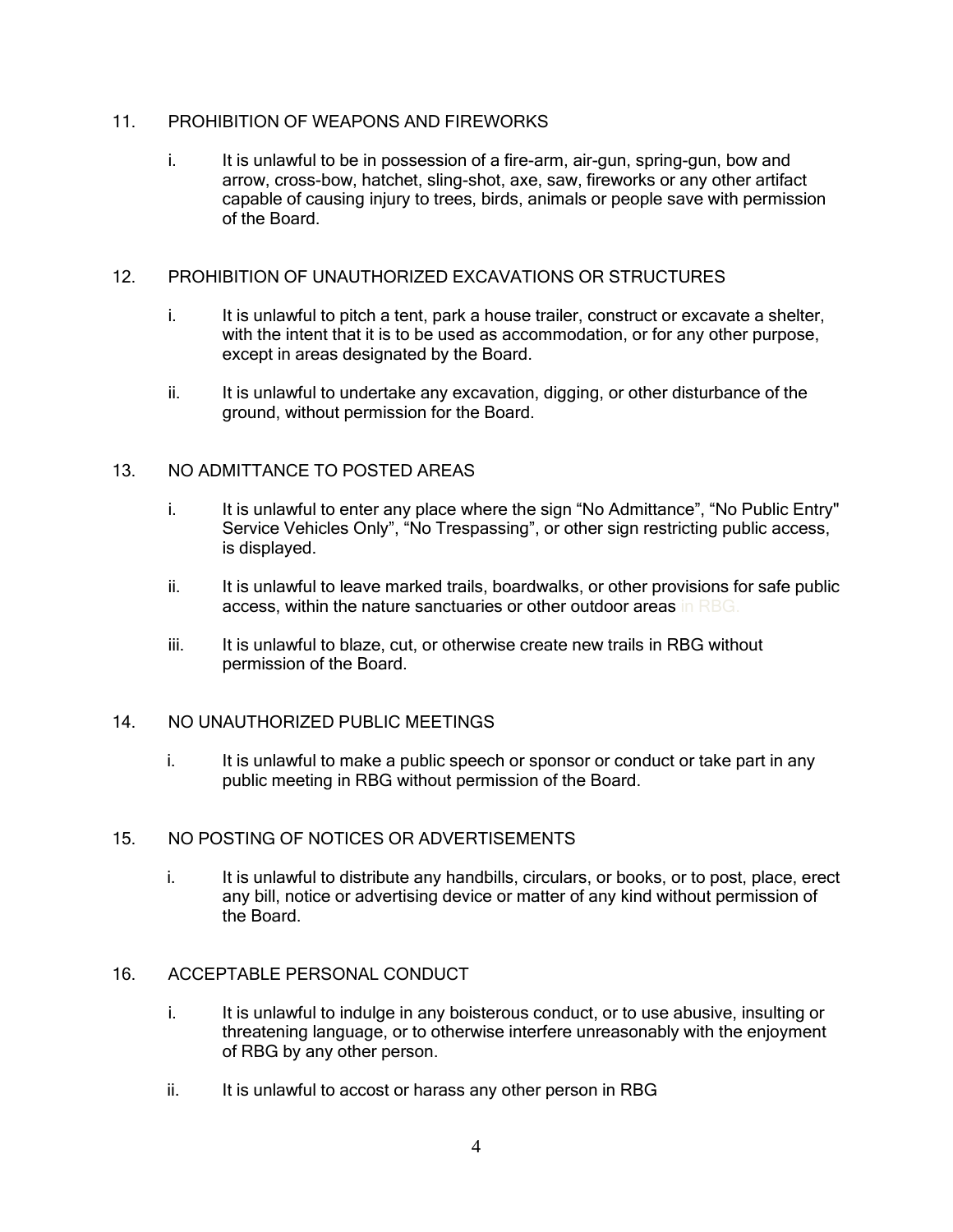11. PROHIBITION OF WEAPONS AND FIREWORKS

    i. It is unlawful to be in possession of a fire-arm, air-gun, spring-gun, bow and arrow, cross-bow, hatchet, sling-shot, axe, saw, fireworks or any other artifact capable of causing injury to trees, birds, animals or people save with permission of the Board.

12. PROHIBITION OF UNAUTHORIZED EXCAVATIONS OR STRUCTURES

    i. It is unlawful to pitch a tent, park a house trailer, construct or excavate a shelter, with the intent that it is to be used as accommodation, or for any other purpose, except in areas designated by the Board.

    ii. It is unlawful to undertake any excavation, digging, or other disturbance of the ground, without permission for the Board.

13. NO ADMITTANCE TO POSTED AREAS

    i. It is unlawful to enter any place where the sign "No Admittance", "No Public Entry" Service Vehicles Only", "No Trespassing", or other sign restricting public access, is displayed.

    ii. It is unlawful to leave marked trails, boardwalks, or other provisions for safe public access, within the nature sanctuaries or other outdoor areas in RBG.

    iii. It is unlawful to blaze, cut, or otherwise create new trails in RBG without permission of the Board.

14. NO UNAUTHORIZED PUBLIC MEETINGS

    i. It is unlawful to make a public speech or sponsor or conduct or take part in any public meeting in RBG without permission of the Board.

15. NO POSTING OF NOTICES OR ADVERTISEMENTS

    i. It is unlawful to distribute any handbills, circulars, or books, or to post, place, erect any bill, notice or advertising device or matter of any kind without permission of the Board.

16. ACCEPTABLE PERSONAL CONDUCT

    i. It is unlawful to indulge in any boisterous conduct, or to use abusive, insulting or threatening language, or to otherwise interfere unreasonably with the enjoyment of RBG by any other person.

    ii. It is unlawful to accost or harass any other person in RBG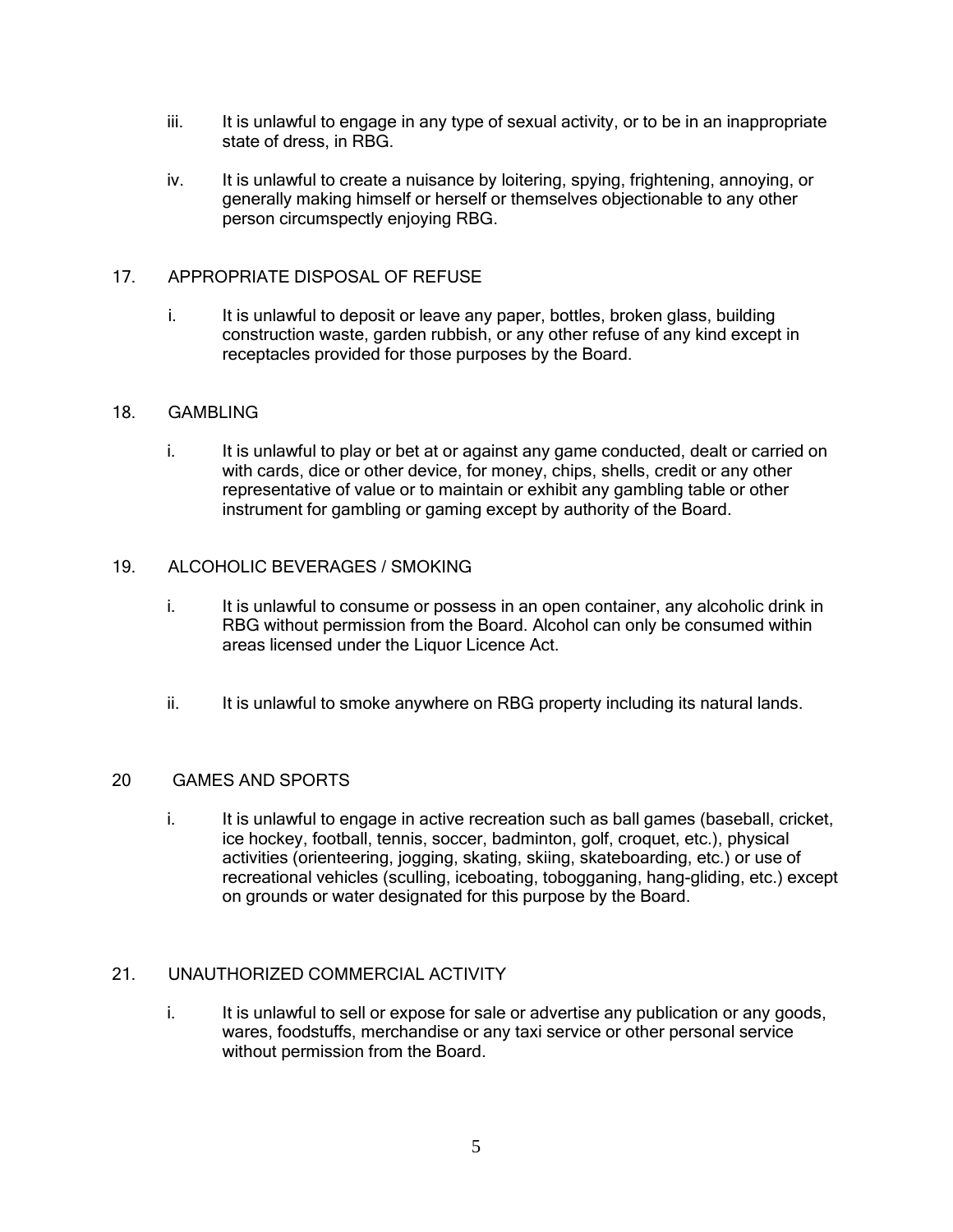iii. It is unlawful to engage in any type of sexual activity, or to be in an inappropriate state of dress, in RBG.

iv. It is unlawful to create a nuisance by loitering, spying, frightening, annoying, or generally making himself or herself or themselves objectionable to any other person circumspectly enjoying RBG.

## 17. APPROPRIATE DISPOSAL OF REFUSE

i. It is unlawful to deposit or leave any paper, bottles, broken glass, building construction waste, garden rubbish, or any other refuse of any kind except in receptacles provided for those purposes by the Board.

## 18. GAMBLING

i. It is unlawful to play or bet at or against any game conducted, dealt or carried on with cards, dice or other device, for money, chips, shells, credit or any other representative of value or to maintain or exhibit any gambling table or other instrument for gambling or gaming except by authority of the Board.

## 19. ALCOHOLIC BEVERAGES / SMOKING

i. It is unlawful to consume or possess in an open container, any alcoholic drink in RBG without permission from the Board. Alcohol can only be consumed within areas licensed under the Liquor Licence Act.

ii. It is unlawful to smoke anywhere on RBG property including its natural lands.

## 20 GAMES AND SPORTS

i. It is unlawful to engage in active recreation such as ball games (baseball, cricket, ice hockey, football, tennis, soccer, badminton, golf, croquet, etc.), physical activities (orienteering, jogging, skating, skiing, skateboarding, etc.) or use of recreational vehicles (sculling, iceboating, tobogganing, hang-gliding, etc.) except on grounds or water designated for this purpose by the Board.

## 21. UNAUTHORIZED COMMERCIAL ACTIVITY

i. It is unlawful to sell or expose for sale or advertise any publication or any goods, wares, foodstuffs, merchandise or any taxi service or other personal service without permission from the Board.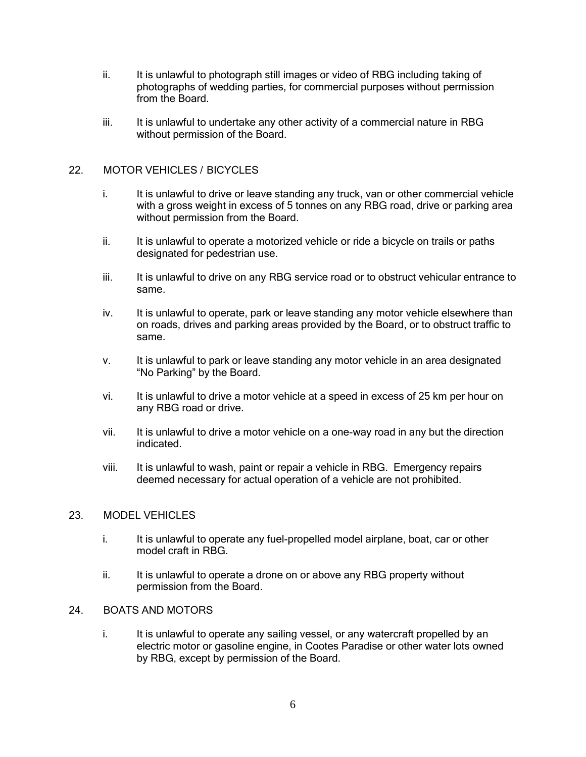ii. It is unlawful to photograph still images or video of RBG including taking of photographs of wedding parties, for commercial purposes without permission from the Board.

iii. It is unlawful to undertake any other activity of a commercial nature in RBG without permission of the Board.

22. MOTOR VEHICLES / BICYCLES

i. It is unlawful to drive or leave standing any truck, van or other commercial vehicle with a gross weight in excess of 5 tonnes on any RBG road, drive or parking area without permission from the Board.

ii. It is unlawful to operate a motorized vehicle or ride a bicycle on trails or paths designated for pedestrian use.

iii. It is unlawful to drive on any RBG service road or to obstruct vehicular entrance to same.

iv. It is unlawful to operate, park or leave standing any motor vehicle elsewhere than on roads, drives and parking areas provided by the Board, or to obstruct traffic to same.

v. It is unlawful to park or leave standing any motor vehicle in an area designated "No Parking" by the Board.

vi. It is unlawful to drive a motor vehicle at a speed in excess of 25 km per hour on any RBG road or drive.

vii. It is unlawful to drive a motor vehicle on a one-way road in any but the direction indicated.

viii. It is unlawful to wash, paint or repair a vehicle in RBG. Emergency repairs deemed necessary for actual operation of a vehicle are not prohibited.

23. MODEL VEHICLES

i. It is unlawful to operate any fuel-propelled model airplane, boat, car or other model craft in RBG.

ii. It is unlawful to operate a drone on or above any RBG property without permission from the Board.

24. BOATS AND MOTORS

i. It is unlawful to operate any sailing vessel, or any watercraft propelled by an electric motor or gasoline engine, in Cootes Paradise or other water lots owned by RBG, except by permission of the Board.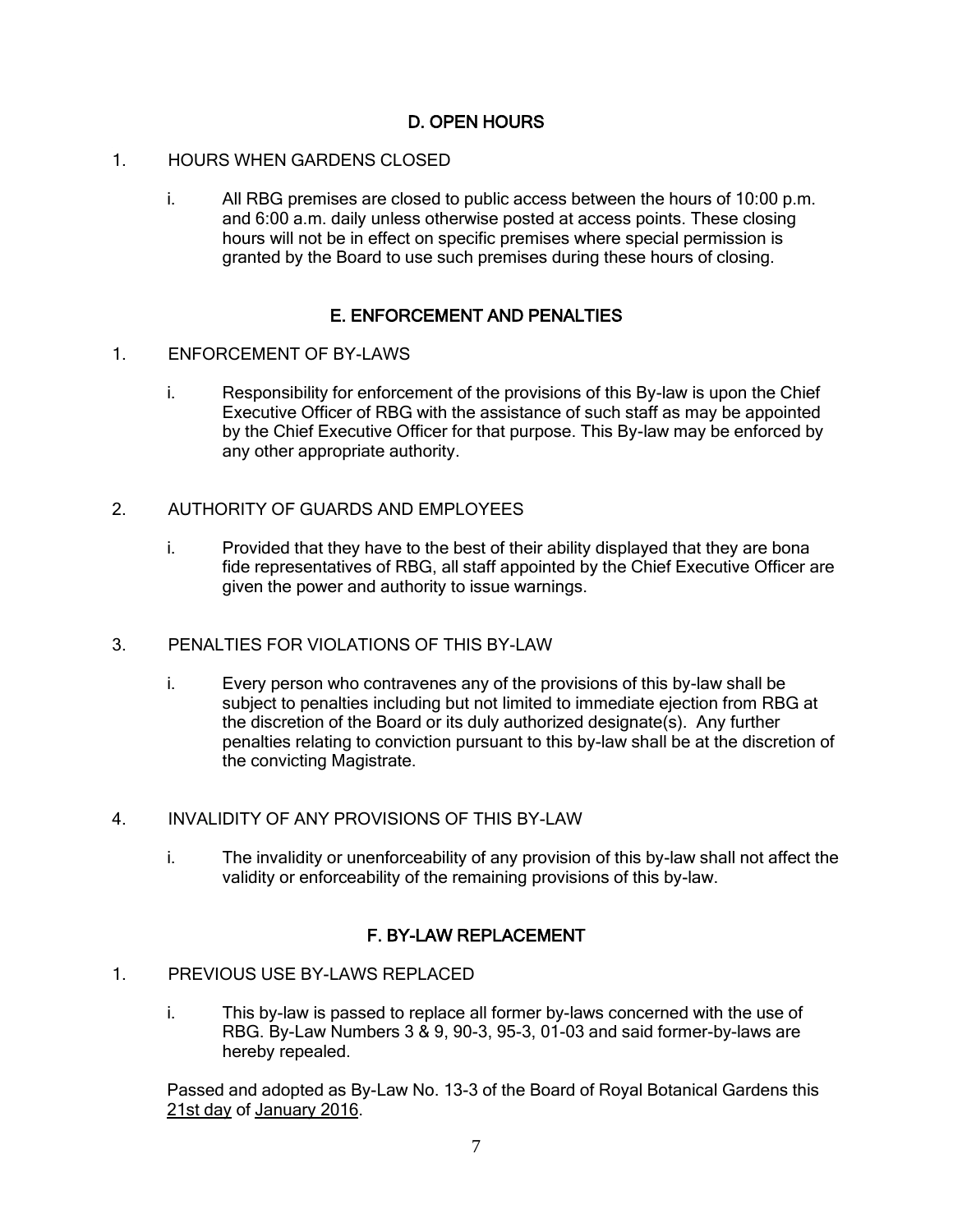## D. OPEN HOURS

1. HOURS WHEN GARDENS CLOSED

   i. All RBG premises are closed to public access between the hours of 10:00 p.m. and 6:00 a.m. daily unless otherwise posted at access points. These closing hours will not be in effect on specific premises where special permission is granted by the Board to use such premises during these hours of closing.

## E. ENFORCEMENT AND PENALTIES

1. ENFORCEMENT OF BY-LAWS

   i. Responsibility for enforcement of the provisions of this By-law is upon the Chief Executive Officer of RBG with the assistance of such staff as may be appointed by the Chief Executive Officer for that purpose. This By-law may be enforced by any other appropriate authority.

2. AUTHORITY OF GUARDS AND EMPLOYEES

   i. Provided that they have to the best of their ability displayed that they are bona fide representatives of RBG, all staff appointed by the Chief Executive Officer are given the power and authority to issue warnings.

3. PENALTIES FOR VIOLATIONS OF THIS BY-LAW

   i. Every person who contravenes any of the provisions of this by-law shall be subject to penalties including but not limited to immediate ejection from RBG at the discretion of the Board or its duly authorized designate(s). Any further penalties relating to conviction pursuant to this by-law shall be at the discretion of the convicting Magistrate.

4. INVALIDITY OF ANY PROVISIONS OF THIS BY-LAW

   i. The invalidity or unenforceability of any provision of this by-law shall not affect the validity or enforceability of the remaining provisions of this by-law.

## F. BY-LAW REPLACEMENT

1. PREVIOUS USE BY-LAWS REPLACED

   i. This by-law is passed to replace all former by-laws concerned with the use of RBG. By-Law Numbers 3 & 9, 90-3, 95-3, 01-03 and said former-by-laws are hereby repealed.

Passed and adopted as By-Law No. 13-3 of the Board of Royal Botanical Gardens this 21st day of January 2016.